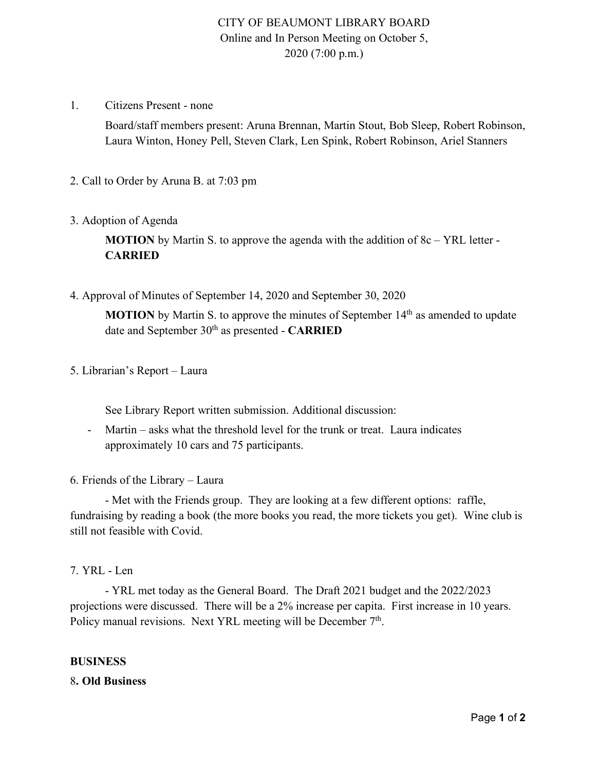# CITY OF BEAUMONT LIBRARY BOARD

Online and In Person Meeting on October 5, 2020 (7:00 p.m.)

1. Citizens Present - none

   Board/staff members present: Aruna Brennan, Martin Stout, Bob Sleep, Robert Robinson, Laura Winton, Honey Pell, Steven Clark, Len Spink, Robert Robinson, Ariel Stanners

2. Call to Order by Aruna B. at 7:03 pm

3. Adoption of Agenda

   **MOTION** by Martin S. to approve the agenda with the addition of 8c – YRL letter - **CARRIED**

4. Approval of Minutes of September 14, 2020 and September 30, 2020

   **MOTION** by Martin S. to approve the minutes of September 14th as amended to update date and September 30th as presented - **CARRIED**

5. Librarian's Report – Laura

   See Library Report written submission. Additional discussion:

   - Martin – asks what the threshold level for the trunk or treat. Laura indicates approximately 10 cars and 75 participants.

6. Friends of the Library – Laura

   - Met with the Friends group. They are looking at a few different options: raffle, fundraising by reading a book (the more books you read, the more tickets you get). Wine club is still not feasible with Covid.

7. YRL - Len

   - YRL met today as the General Board. The Draft 2021 budget and the 2022/2023 projections were discussed. There will be a 2% increase per capita. First increase in 10 years. Policy manual revisions. Next YRL meeting will be December 7th.

**BUSINESS**

8**. Old Business**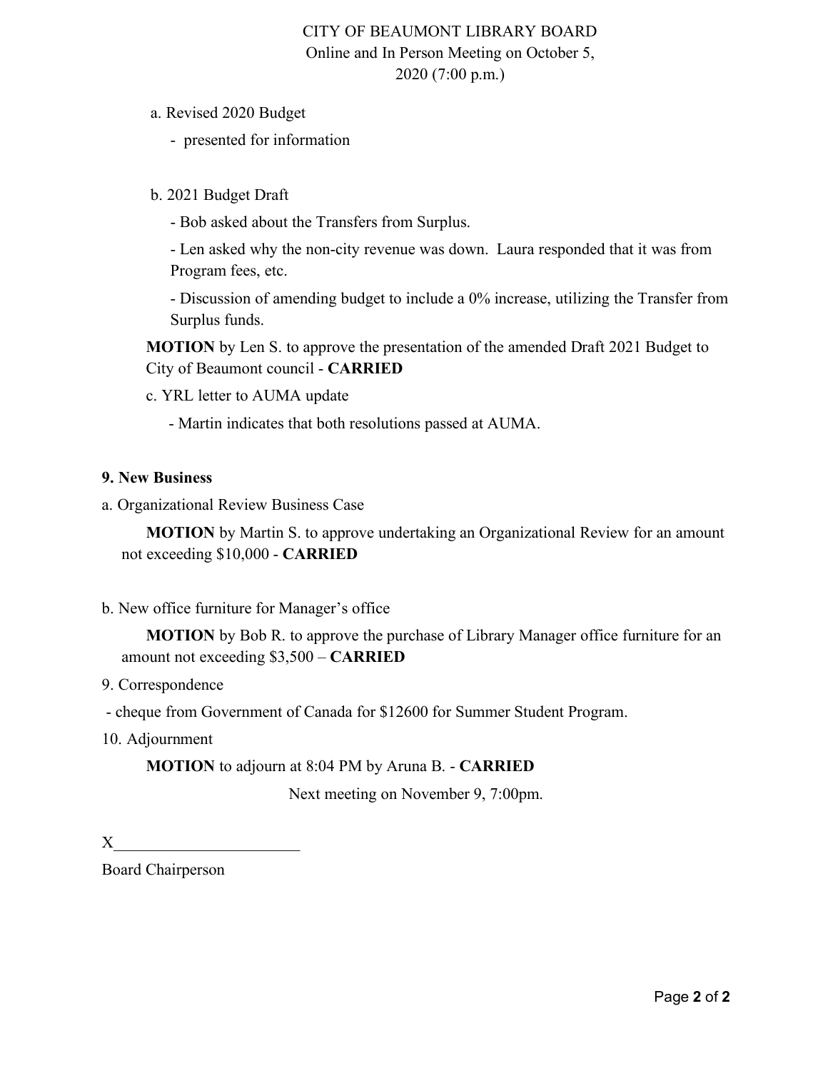CITY OF BEAUMONT LIBRARY BOARD
Online and In Person Meeting on October 5, 2020 (7:00 p.m.)

a. Revised 2020 Budget

- presented for information

b. 2021 Budget Draft

- Bob asked about the Transfers from Surplus.
- Len asked why the non-city revenue was down. Laura responded that it was from Program fees, etc.
- Discussion of amending budget to include a 0% increase, utilizing the Transfer from Surplus funds.

**MOTION** by Len S. to approve the presentation of the amended Draft 2021 Budget to City of Beaumont council - **CARRIED**

c. YRL letter to AUMA update

- Martin indicates that both resolutions passed at AUMA.

**9. New Business**

a. Organizational Review Business Case

**MOTION** by Martin S. to approve undertaking an Organizational Review for an amount not exceeding $10,000 - **CARRIED**

b. New office furniture for Manager's office

**MOTION** by Bob R. to approve the purchase of Library Manager office furniture for an amount not exceeding $3,500 – **CARRIED**

9. Correspondence

- cheque from Government of Canada for $12600 for Summer Student Program.

10. Adjournment

**MOTION** to adjourn at 8:04 PM by Aruna B. - **CARRIED**

Next meeting on November 9, 7:00pm.

X______________________

Board Chairperson